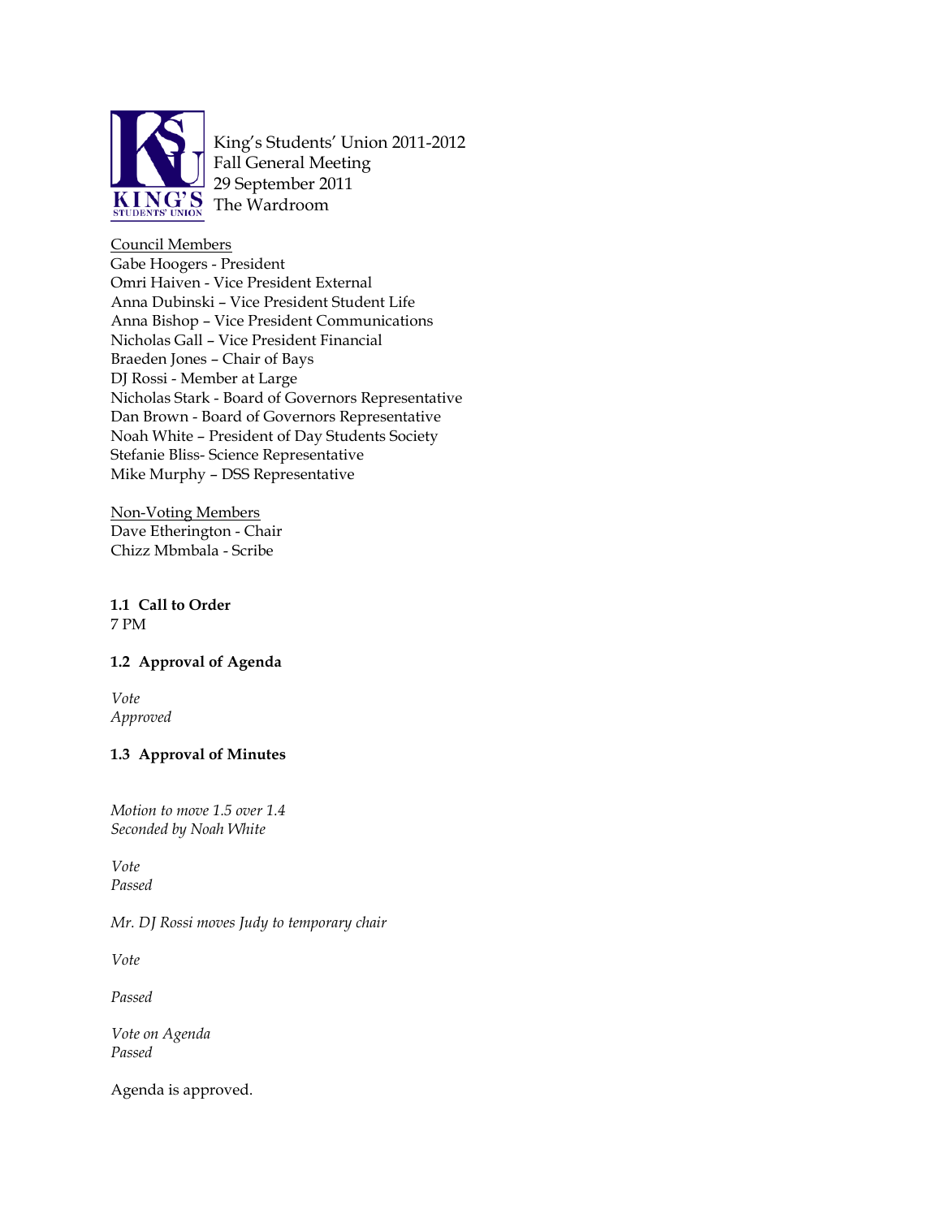King's Students' Union 2011-2012
Fall General Meeting
29 September 2011
The Wardroom

Council Members
Gabe Hoogers - President
Omri Haiven - Vice President External
Anna Dubinski – Vice President Student Life
Anna Bishop – Vice President Communications
Nicholas Gall – Vice President Financial
Braeden Jones – Chair of Bays
DJ Rossi - Member at Large
Nicholas Stark - Board of Governors Representative
Dan Brown - Board of Governors Representative
Noah White – President of Day Students Society
Stefanie Bliss- Science Representative
Mike Murphy – DSS Representative

Non-Voting Members
Dave Etherington - Chair
Chizz Mbmbala - Scribe

### 1.1 Call to Order

7 PM

### 1.2 Approval of Agenda

*Vote*
*Approved*

### 1.3 Approval of Minutes

*Motion to move 1.5 over 1.4*
*Seconded by Noah White*

*Vote*
*Passed*

*Mr. DJ Rossi moves Judy to temporary chair*

*Vote*

*Passed*

*Vote on Agenda*
*Passed*

Agenda is approved.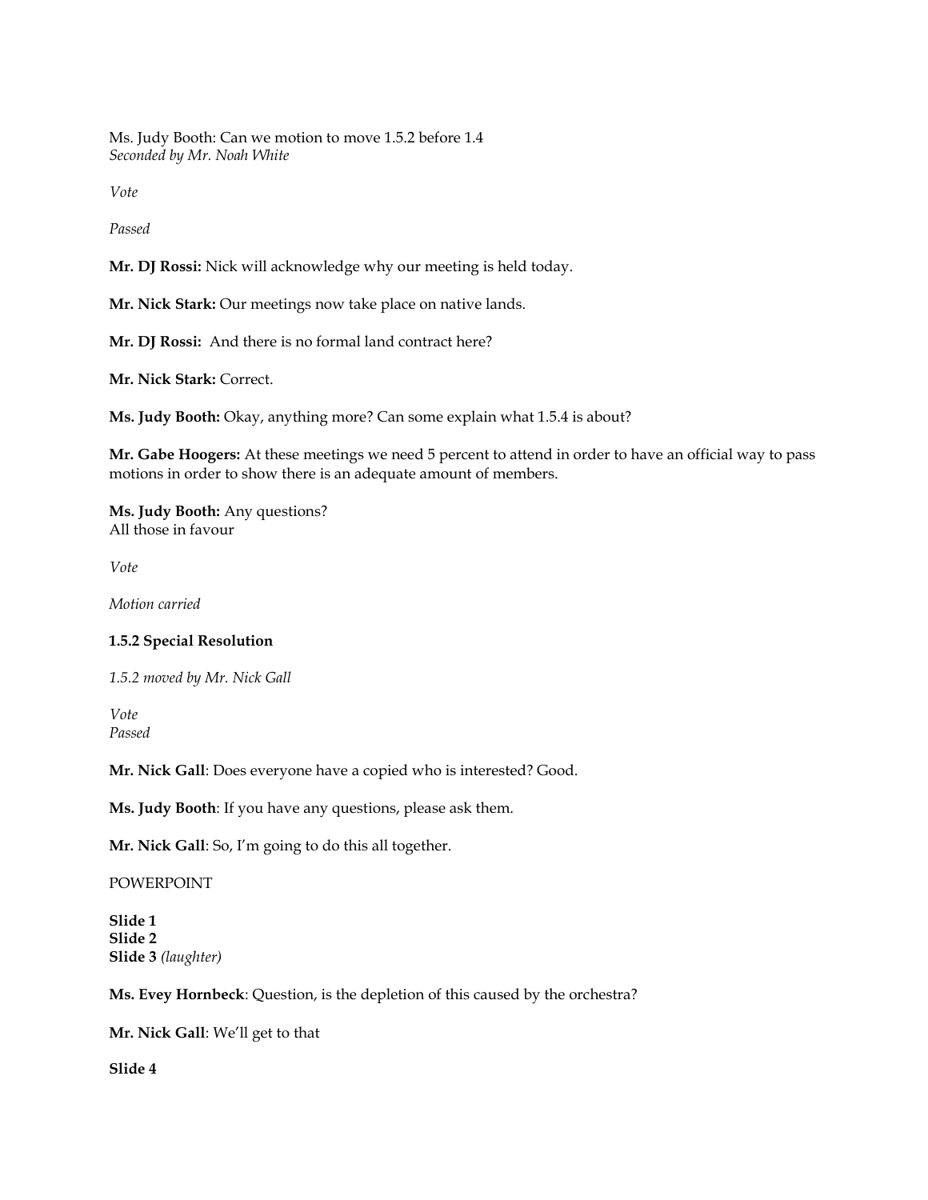Ms. Judy Booth: Can we motion to move 1.5.2 before 1.4
*Seconded by Mr. Noah White*

*Vote*

*Passed*

**Mr. DJ Rossi:** Nick will acknowledge why our meeting is held today.

**Mr. Nick Stark:** Our meetings now take place on native lands.

**Mr. DJ Rossi:** And there is no formal land contract here?

**Mr. Nick Stark:** Correct.

**Ms. Judy Booth:** Okay, anything more? Can some explain what 1.5.4 is about?

**Mr. Gabe Hoogers:** At these meetings we need 5 percent to attend in order to have an official way to pass motions in order to show there is an adequate amount of members.

**Ms. Judy Booth:** Any questions?
All those in favour

*Vote*

*Motion carried*

**1.5.2 Special Resolution**

*1.5.2 moved by Mr. Nick Gall*

*Vote*
*Passed*

**Mr. Nick Gall**: Does everyone have a copied who is interested? Good.

**Ms. Judy Booth**: If you have any questions, please ask them.

**Mr. Nick Gall**: So, I'm going to do this all together.

POWERPOINT

**Slide 1**
**Slide 2**
**Slide 3** *(laughter)*

**Ms. Evey Hornbeck**: Question, is the depletion of this caused by the orchestra?

**Mr. Nick Gall**: We'll get to that

**Slide 4**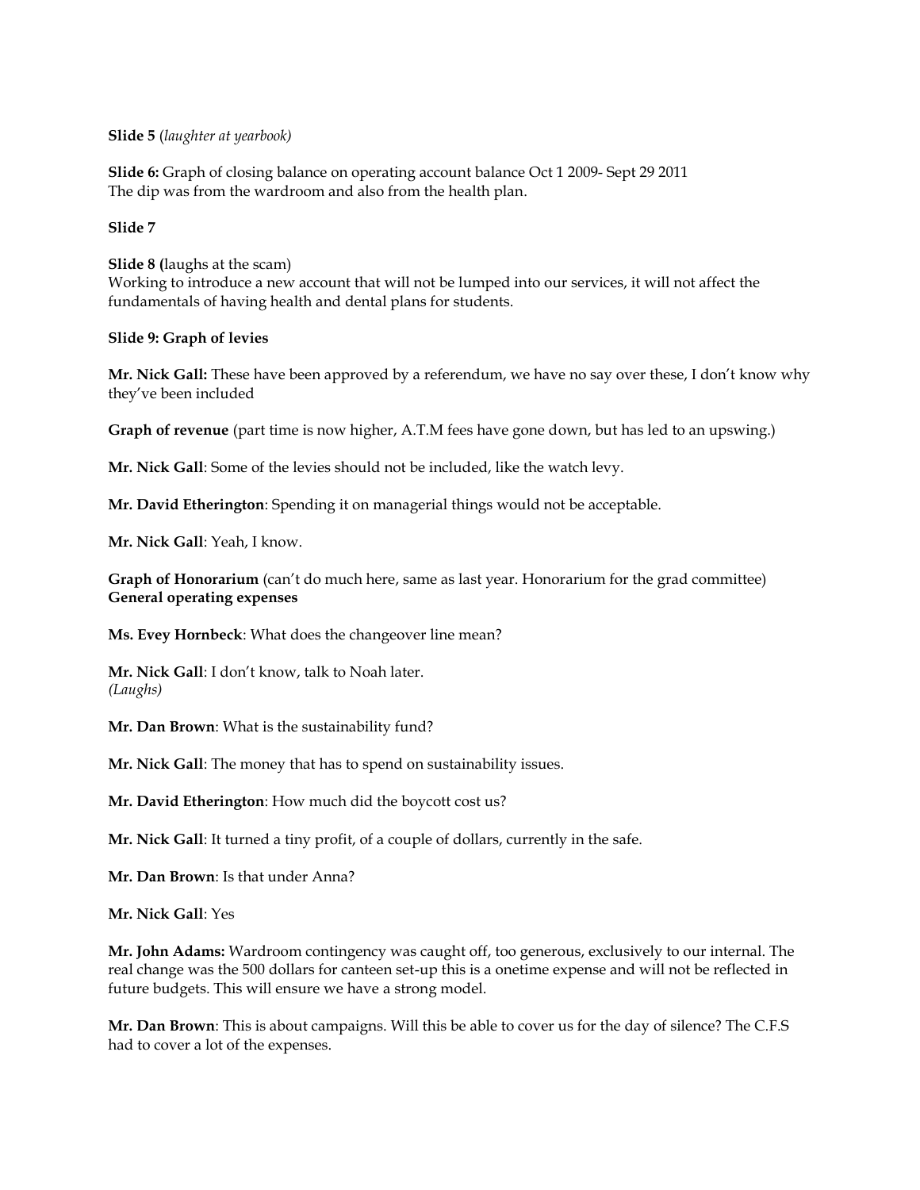**Slide 5** (*laughter at yearbook)*

**Slide 6:** Graph of closing balance on operating account balance Oct 1 2009- Sept 29 2011
The dip was from the wardroom and also from the health plan.

**Slide 7**

**Slide 8 (**laughs at the scam)
Working to introduce a new account that will not be lumped into our services, it will not affect the fundamentals of having health and dental plans for students.

**Slide 9: Graph of levies**

**Mr. Nick Gall:** These have been approved by a referendum, we have no say over these, I don't know why they've been included

**Graph of revenue** (part time is now higher, A.T.M fees have gone down, but has led to an upswing.)

**Mr. Nick Gall**: Some of the levies should not be included, like the watch levy.

**Mr. David Etherington**: Spending it on managerial things would not be acceptable.

**Mr. Nick Gall**: Yeah, I know.

**Graph of Honorarium** (can't do much here, same as last year. Honorarium for the grad committee)
**General operating expenses**

**Ms. Evey Hornbeck**: What does the changeover line mean?

**Mr. Nick Gall**: I don't know, talk to Noah later.
*(Laughs)*

**Mr. Dan Brown**: What is the sustainability fund?

**Mr. Nick Gall**: The money that has to spend on sustainability issues.

**Mr. David Etherington**: How much did the boycott cost us?

**Mr. Nick Gall**: It turned a tiny profit, of a couple of dollars, currently in the safe.

**Mr. Dan Brown**: Is that under Anna?

**Mr. Nick Gall**: Yes

**Mr. John Adams:** Wardroom contingency was caught off, too generous, exclusively to our internal. The real change was the 500 dollars for canteen set-up this is a onetime expense and will not be reflected in future budgets. This will ensure we have a strong model.

**Mr. Dan Brown**: This is about campaigns. Will this be able to cover us for the day of silence? The C.F.S had to cover a lot of the expenses.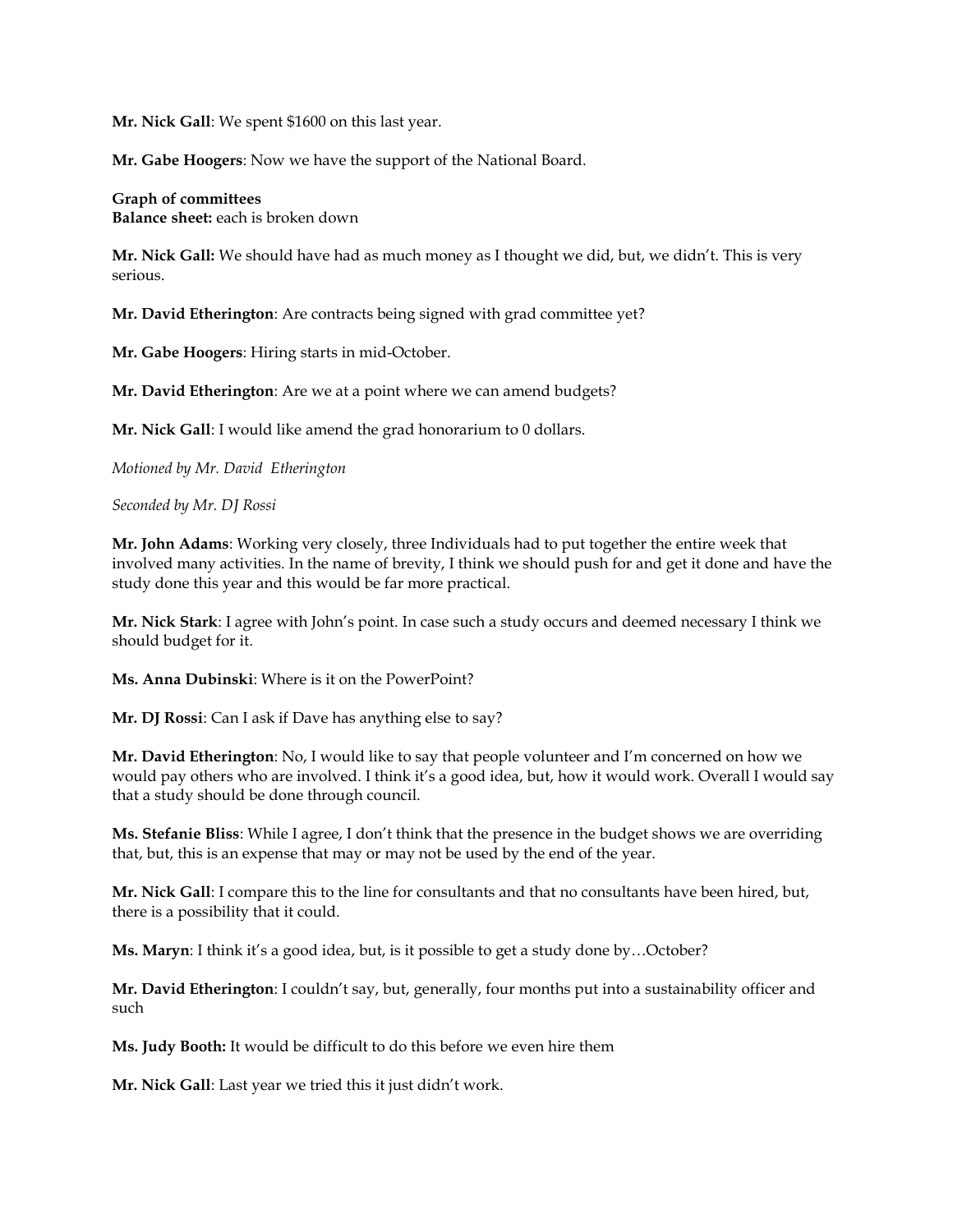**Mr. Nick Gall**: We spent $1600 on this last year.

**Mr. Gabe Hoogers**: Now we have the support of the National Board.

**Graph of committees**
**Balance sheet:** each is broken down

**Mr. Nick Gall:** We should have had as much money as I thought we did, but, we didn't. This is very serious.

**Mr. David Etherington**: Are contracts being signed with grad committee yet?

**Mr. Gabe Hoogers**: Hiring starts in mid-October.

**Mr. David Etherington**: Are we at a point where we can amend budgets?

**Mr. Nick Gall**: I would like amend the grad honorarium to 0 dollars.

*Motioned by Mr. David Etherington*

*Seconded by Mr. DJ Rossi*

**Mr. John Adams**: Working very closely, three Individuals had to put together the entire week that involved many activities. In the name of brevity, I think we should push for and get it done and have the study done this year and this would be far more practical.

**Mr. Nick Stark**: I agree with John's point. In case such a study occurs and deemed necessary I think we should budget for it.

**Ms. Anna Dubinski**: Where is it on the PowerPoint?

**Mr. DJ Rossi**: Can I ask if Dave has anything else to say?

**Mr. David Etherington**: No, I would like to say that people volunteer and I'm concerned on how we would pay others who are involved. I think it's a good idea, but, how it would work. Overall I would say that a study should be done through council.

**Ms. Stefanie Bliss**: While I agree, I don't think that the presence in the budget shows we are overriding that, but, this is an expense that may or may not be used by the end of the year.

**Mr. Nick Gall**: I compare this to the line for consultants and that no consultants have been hired, but, there is a possibility that it could.

**Ms. Maryn**: I think it's a good idea, but, is it possible to get a study done by…October?

**Mr. David Etherington**: I couldn't say, but, generally, four months put into a sustainability officer and such

**Ms. Judy Booth:** It would be difficult to do this before we even hire them

**Mr. Nick Gall**: Last year we tried this it just didn't work.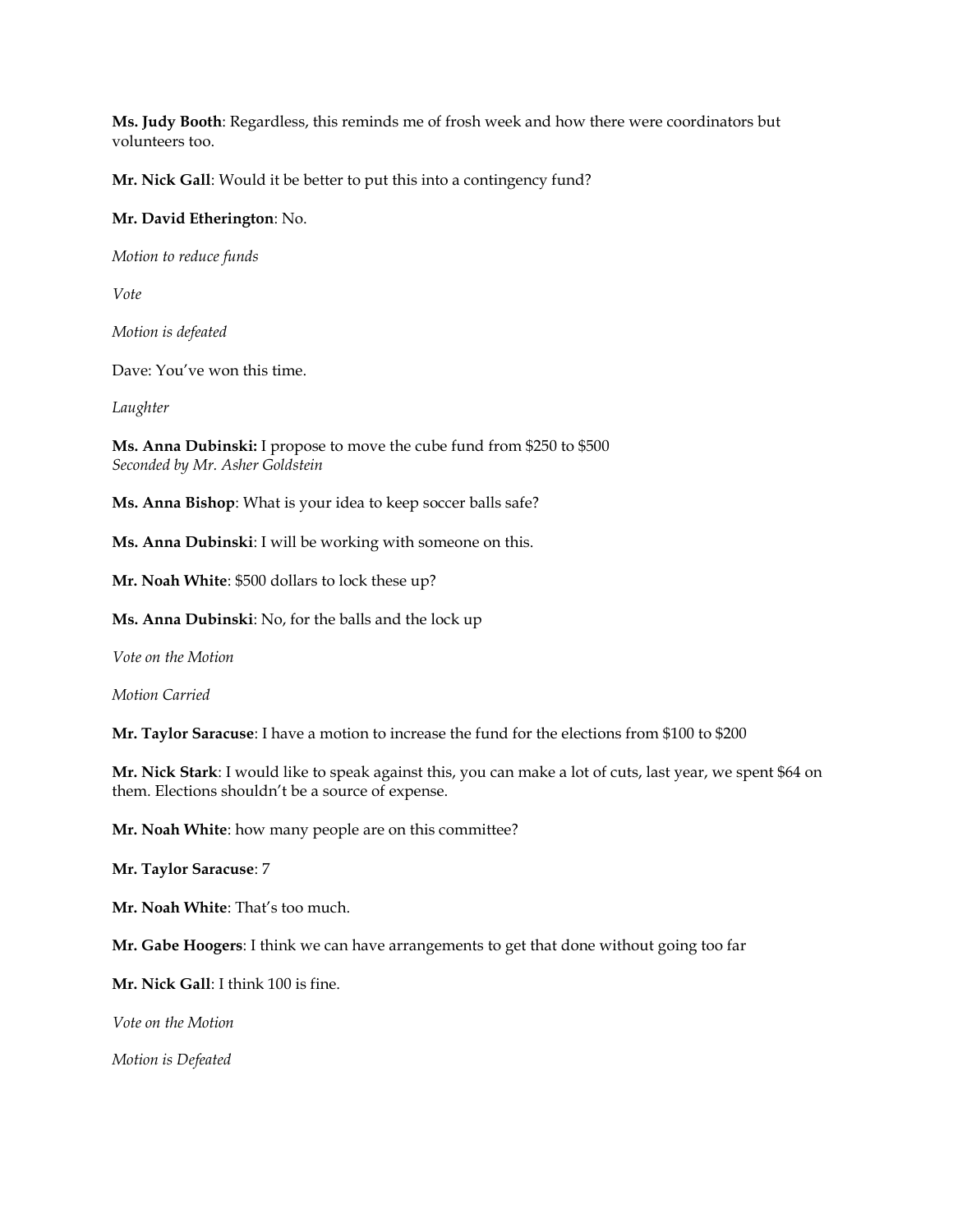**Ms. Judy Booth**: Regardless, this reminds me of frosh week and how there were coordinators but volunteers too.

**Mr. Nick Gall**: Would it be better to put this into a contingency fund?

**Mr. David Etherington**: No.

*Motion to reduce funds*

*Vote*

*Motion is defeated*

Dave: You've won this time.

*Laughter*

**Ms. Anna Dubinski:** I propose to move the cube fund from $250 to $500
*Seconded by Mr. Asher Goldstein*

**Ms. Anna Bishop**: What is your idea to keep soccer balls safe?

**Ms. Anna Dubinski**: I will be working with someone on this.

**Mr. Noah White**: $500 dollars to lock these up?

**Ms. Anna Dubinski**: No, for the balls and the lock up

*Vote on the Motion*

*Motion Carried*

**Mr. Taylor Saracuse**: I have a motion to increase the fund for the elections from $100 to $200

**Mr. Nick Stark**: I would like to speak against this, you can make a lot of cuts, last year, we spent $64 on them. Elections shouldn't be a source of expense.

**Mr. Noah White**: how many people are on this committee?

**Mr. Taylor Saracuse**: 7

**Mr. Noah White**: That's too much.

**Mr. Gabe Hoogers**: I think we can have arrangements to get that done without going too far

**Mr. Nick Gall**: I think 100 is fine.

*Vote on the Motion*

*Motion is Defeated*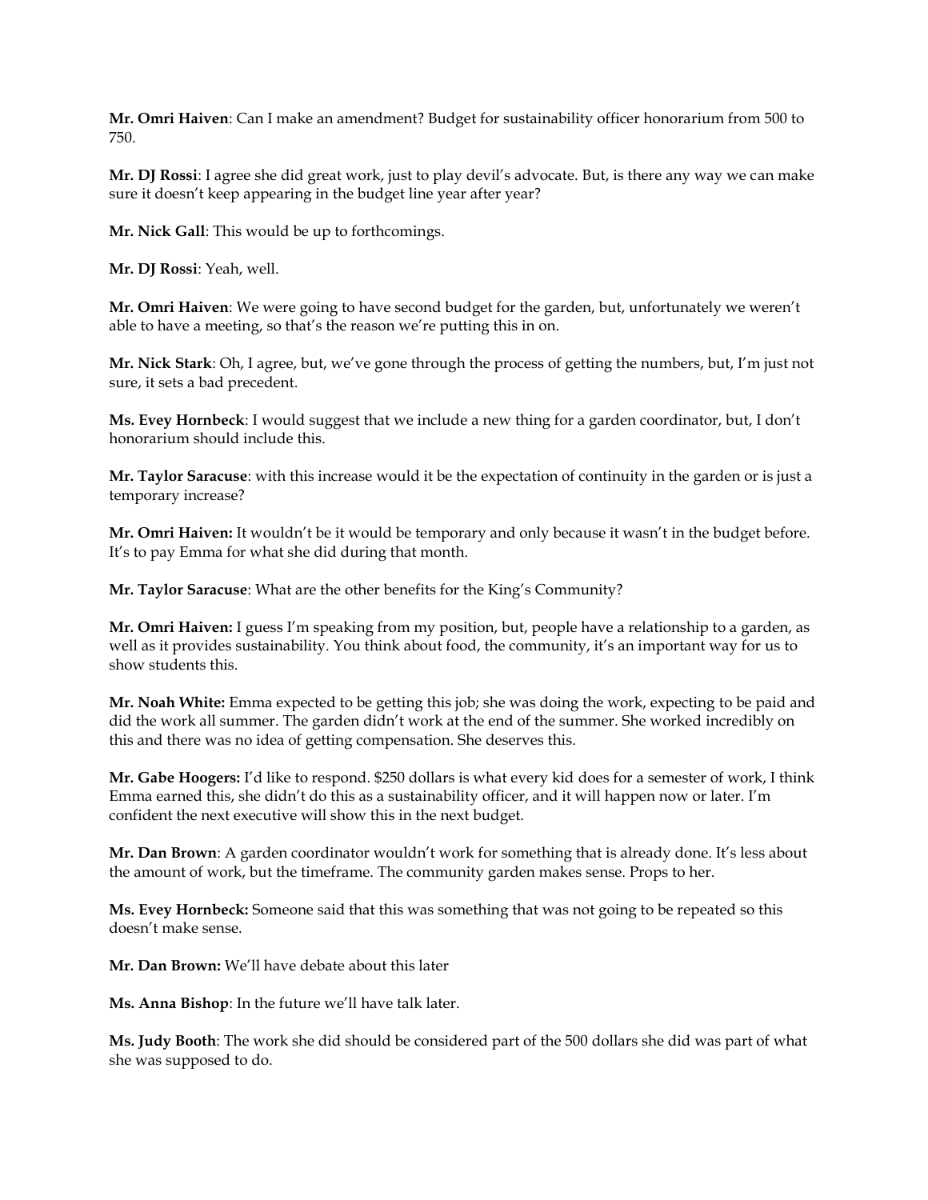**Mr. Omri Haiven**: Can I make an amendment? Budget for sustainability officer honorarium from 500 to 750.

**Mr. DJ Rossi**: I agree she did great work, just to play devil's advocate. But, is there any way we can make sure it doesn't keep appearing in the budget line year after year?

**Mr. Nick Gall**: This would be up to forthcomings.

**Mr. DJ Rossi**: Yeah, well.

**Mr. Omri Haiven**: We were going to have second budget for the garden, but, unfortunately we weren't able to have a meeting, so that's the reason we're putting this in on.

**Mr. Nick Stark**: Oh, I agree, but, we've gone through the process of getting the numbers, but, I'm just not sure, it sets a bad precedent.

**Ms. Evey Hornbeck**: I would suggest that we include a new thing for a garden coordinator, but, I don't honorarium should include this.

**Mr. Taylor Saracuse**: with this increase would it be the expectation of continuity in the garden or is just a temporary increase?

**Mr. Omri Haiven:** It wouldn't be it would be temporary and only because it wasn't in the budget before. It's to pay Emma for what she did during that month.

**Mr. Taylor Saracuse**: What are the other benefits for the King's Community?

**Mr. Omri Haiven:** I guess I'm speaking from my position, but, people have a relationship to a garden, as well as it provides sustainability. You think about food, the community, it's an important way for us to show students this.

**Mr. Noah White:** Emma expected to be getting this job; she was doing the work, expecting to be paid and did the work all summer. The garden didn't work at the end of the summer. She worked incredibly on this and there was no idea of getting compensation. She deserves this.

**Mr. Gabe Hoogers:** I'd like to respond. $250 dollars is what every kid does for a semester of work, I think Emma earned this, she didn't do this as a sustainability officer, and it will happen now or later. I'm confident the next executive will show this in the next budget.

**Mr. Dan Brown**: A garden coordinator wouldn't work for something that is already done. It's less about the amount of work, but the timeframe. The community garden makes sense. Props to her.

**Ms. Evey Hornbeck:** Someone said that this was something that was not going to be repeated so this doesn't make sense.

**Mr. Dan Brown:** We'll have debate about this later

**Ms. Anna Bishop**: In the future we'll have talk later.

**Ms. Judy Booth**: The work she did should be considered part of the 500 dollars she did was part of what she was supposed to do.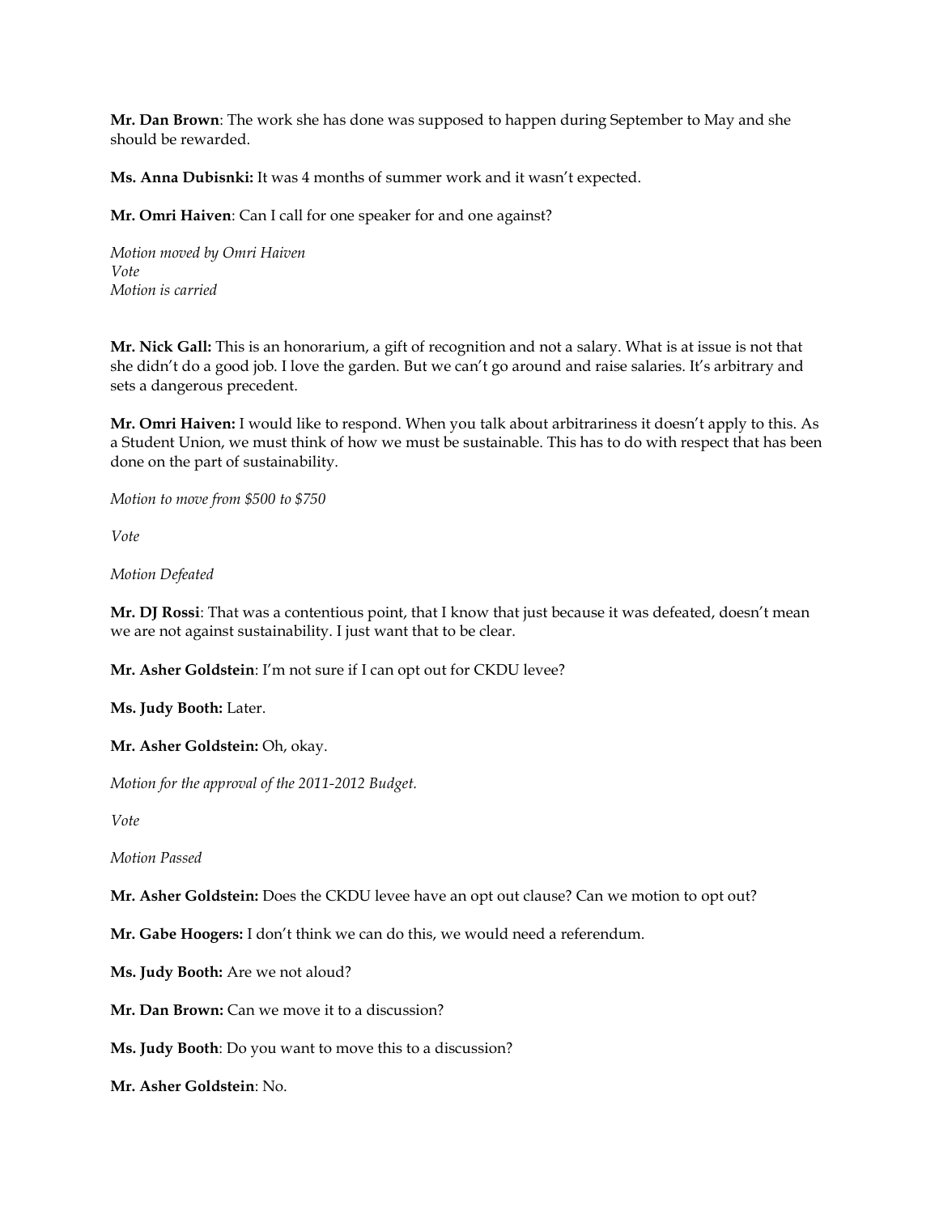**Mr. Dan Brown**: The work she has done was supposed to happen during September to May and she should be rewarded.

**Ms. Anna Dubisnki:** It was 4 months of summer work and it wasn't expected.

**Mr. Omri Haiven**: Can I call for one speaker for and one against?

*Motion moved by Omri Haiven*
*Vote*
*Motion is carried*

**Mr. Nick Gall:** This is an honorarium, a gift of recognition and not a salary. What is at issue is not that she didn't do a good job. I love the garden. But we can't go around and raise salaries. It's arbitrary and sets a dangerous precedent.

**Mr. Omri Haiven:** I would like to respond. When you talk about arbitrariness it doesn't apply to this. As a Student Union, we must think of how we must be sustainable. This has to do with respect that has been done on the part of sustainability.

*Motion to move from $500 to $750*

*Vote*

*Motion Defeated*

**Mr. DJ Rossi**: That was a contentious point, that I know that just because it was defeated, doesn't mean we are not against sustainability. I just want that to be clear.

**Mr. Asher Goldstein**: I'm not sure if I can opt out for CKDU levee?

**Ms. Judy Booth:** Later.

**Mr. Asher Goldstein:** Oh, okay.

*Motion for the approval of the 2011-2012 Budget.*

*Vote*

*Motion Passed*

**Mr. Asher Goldstein:** Does the CKDU levee have an opt out clause? Can we motion to opt out?

**Mr. Gabe Hoogers:** I don't think we can do this, we would need a referendum.

**Ms. Judy Booth:** Are we not aloud?

**Mr. Dan Brown:** Can we move it to a discussion?

**Ms. Judy Booth**: Do you want to move this to a discussion?

**Mr. Asher Goldstein**: No.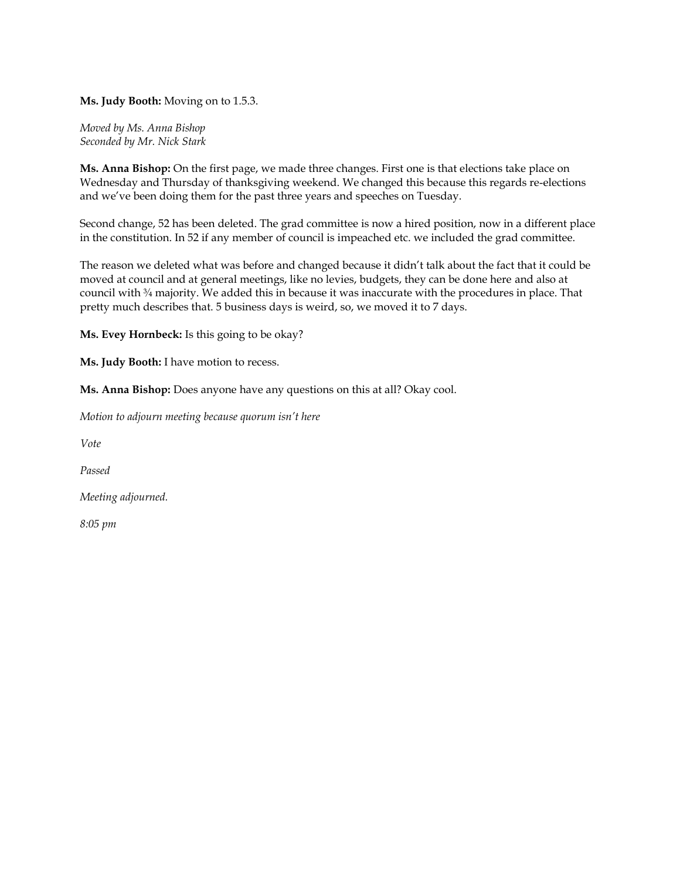**Ms. Judy Booth:** Moving on to 1.5.3.

*Moved by Ms. Anna Bishop*
*Seconded by Mr. Nick Stark*

**Ms. Anna Bishop:** On the first page, we made three changes. First one is that elections take place on Wednesday and Thursday of thanksgiving weekend. We changed this because this regards re-elections and we've been doing them for the past three years and speeches on Tuesday.

Second change, 52 has been deleted. The grad committee is now a hired position, now in a different place in the constitution. In 52 if any member of council is impeached etc. we included the grad committee.

The reason we deleted what was before and changed because it didn't talk about the fact that it could be moved at council and at general meetings, like no levies, budgets, they can be done here and also at council with ¾ majority. We added this in because it was inaccurate with the procedures in place. That pretty much describes that. 5 business days is weird, so, we moved it to 7 days.

**Ms. Evey Hornbeck:** Is this going to be okay?

**Ms. Judy Booth:** I have motion to recess.

**Ms. Anna Bishop:** Does anyone have any questions on this at all? Okay cool.

*Motion to adjourn meeting because quorum isn't here*

*Vote*

*Passed*

*Meeting adjourned.*

*8:05 pm*